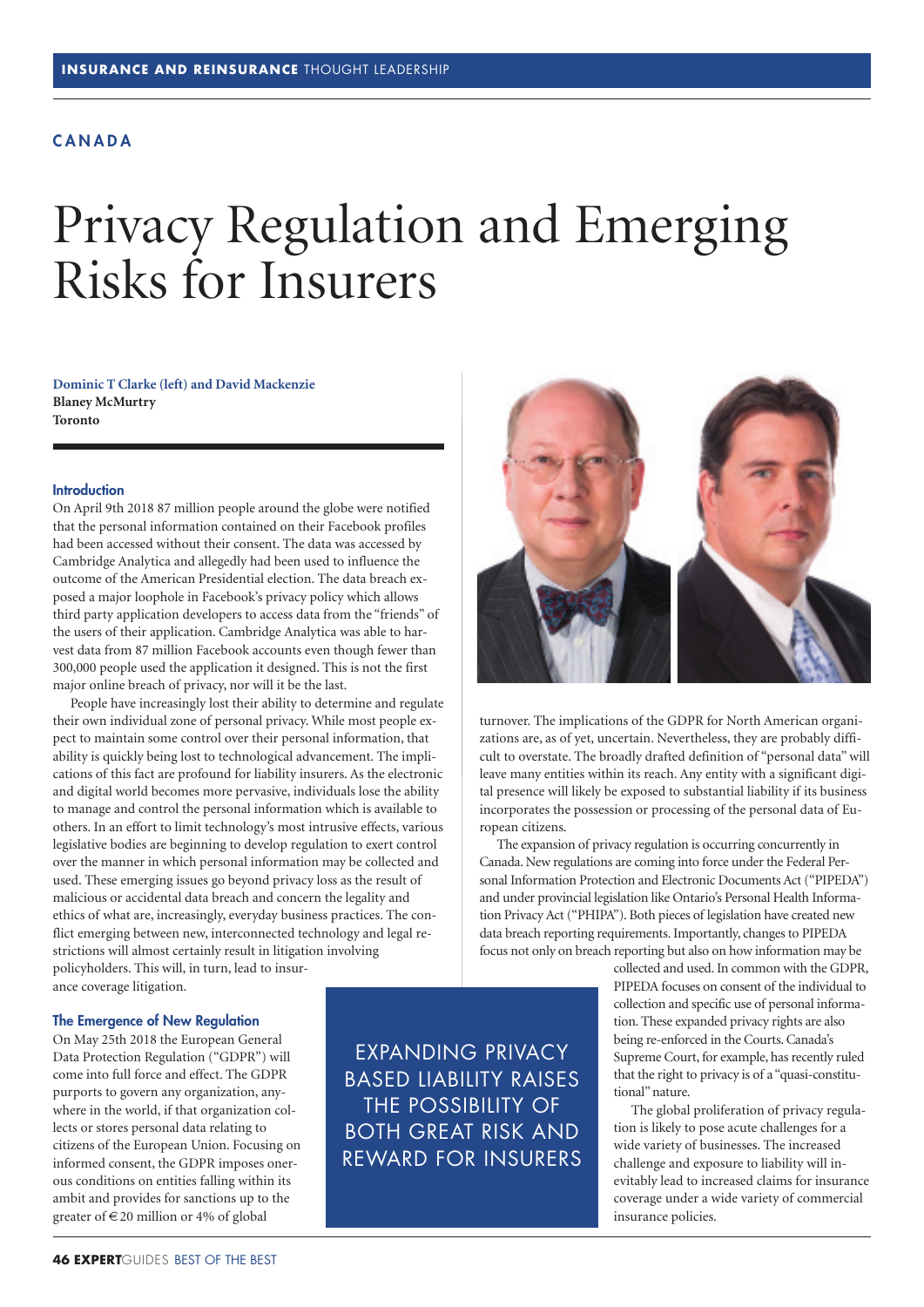CANADA

# Privacy Regulation and Emerging Risks for Insurers

**Dominic T Clarke (left) and David Mackenzie**
**Blaney McMurtry**
**Toronto**

## Introduction

On April 9th 2018 87 million people around the globe were notified that the personal information contained on their Facebook profiles had been accessed without their consent. The data was accessed by Cambridge Analytica and allegedly had been used to influence the outcome of the American Presidential election. The data breach exposed a major loophole in Facebook's privacy policy which allows third party application developers to access data from the "friends" of the users of their application. Cambridge Analytica was able to harvest data from 87 million Facebook accounts even though fewer than 300,000 people used the application it designed. This is not the first major online breach of privacy, nor will it be the last.

People have increasingly lost their ability to determine and regulate their own individual zone of personal privacy. While most people expect to maintain some control over their personal information, that ability is quickly being lost to technological advancement. The implications of this fact are profound for liability insurers. As the electronic and digital world becomes more pervasive, individuals lose the ability to manage and control the personal information which is available to others. In an effort to limit technology's most intrusive effects, various legislative bodies are beginning to develop regulation to exert control over the manner in which personal information may be collected and used. These emerging issues go beyond privacy loss as the result of malicious or accidental data breach and concern the legality and ethics of what are, increasingly, everyday business practices. The conflict emerging between new, interconnected technology and legal restrictions will almost certainly result in litigation involving policyholders. This will, in turn, lead to insurance coverage litigation.

## The Emergence of New Regulation

On May 25th 2018 the European General Data Protection Regulation ("GDPR") will come into full force and effect. The GDPR purports to govern any organization, anywhere in the world, if that organization collects or stores personal data relating to citizens of the European Union. Focusing on informed consent, the GDPR imposes onerous conditions on entities falling within its ambit and provides for sanctions up to the greater of €20 million or 4% of global turnover. The implications of the GDPR for North American organizations are, as of yet, uncertain. Nevertheless, they are probably difficult to overstate. The broadly drafted definition of "personal data" will leave many entities within its reach. Any entity with a significant digital presence will likely be exposed to substantial liability if its business incorporates the possession or processing of the personal data of European citizens.

The expansion of privacy regulation is occurring concurrently in Canada. New regulations are coming into force under the Federal Personal Information Protection and Electronic Documents Act ("PIPEDA") and under provincial legislation like Ontario's Personal Health Information Privacy Act ("PHIPA"). Both pieces of legislation have created new data breach reporting requirements. Importantly, changes to PIPEDA focus not only on breach reporting but also on how information may be collected and used. In common with the GDPR, PIPEDA focuses on consent of the individual to collection and specific use of personal information. These expanded privacy rights are also being re-enforced in the Courts. Canada's Supreme Court, for example, has recently ruled that the right to privacy is of a "quasi-constitutional" nature.

The global proliferation of privacy regulation is likely to pose acute challenges for a wide variety of businesses. The increased challenge and exposure to liability will inevitably lead to increased claims for insurance coverage under a wide variety of commercial insurance policies.

EXPANDING PRIVACY BASED LIABILITY RAISES THE POSSIBILITY OF BOTH GREAT RISK AND REWARD FOR INSURERS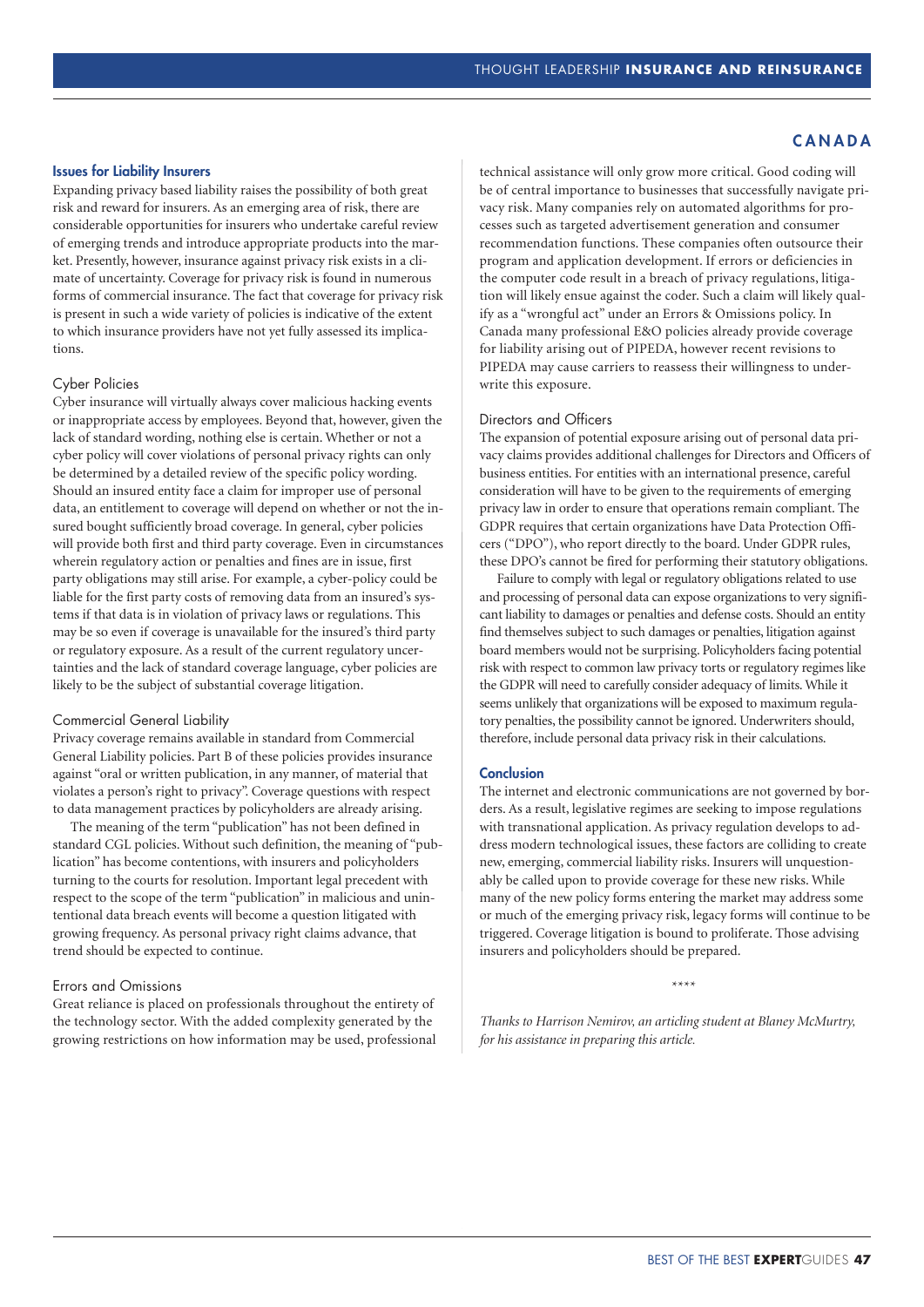## Issues for Liability Insurers

Expanding privacy based liability raises the possibility of both great risk and reward for insurers. As an emerging area of risk, there are considerable opportunities for insurers who undertake careful review of emerging trends and introduce appropriate products into the market. Presently, however, insurance against privacy risk exists in a climate of uncertainty. Coverage for privacy risk is found in numerous forms of commercial insurance. The fact that coverage for privacy risk is present in such a wide variety of policies is indicative of the extent to which insurance providers have not yet fully assessed its implications.

### Cyber Policies

Cyber insurance will virtually always cover malicious hacking events or inappropriate access by employees. Beyond that, however, given the lack of standard wording, nothing else is certain. Whether or not a cyber policy will cover violations of personal privacy rights can only be determined by a detailed review of the specific policy wording. Should an insured entity face a claim for improper use of personal data, an entitlement to coverage will depend on whether or not the insured bought sufficiently broad coverage. In general, cyber policies will provide both first and third party coverage. Even in circumstances wherein regulatory action or penalties and fines are in issue, first party obligations may still arise. For example, a cyber-policy could be liable for the first party costs of removing data from an insured's systems if that data is in violation of privacy laws or regulations. This may be so even if coverage is unavailable for the insured's third party or regulatory exposure. As a result of the current regulatory uncertainties and the lack of standard coverage language, cyber policies are likely to be the subject of substantial coverage litigation.

### Commercial General Liability

Privacy coverage remains available in standard from Commercial General Liability policies. Part B of these policies provides insurance against "oral or written publication, in any manner, of material that violates a person's right to privacy". Coverage questions with respect to data management practices by policyholders are already arising.

The meaning of the term "publication" has not been defined in standard CGL policies. Without such definition, the meaning of "publication" has become contentions, with insurers and policyholders turning to the courts for resolution. Important legal precedent with respect to the scope of the term "publication" in malicious and unintentional data breach events will become a question litigated with growing frequency. As personal privacy right claims advance, that trend should be expected to continue.

### Errors and Omissions

Great reliance is placed on professionals throughout the entirety of the technology sector. With the added complexity generated by the growing restrictions on how information may be used, professional technical assistance will only grow more critical. Good coding will be of central importance to businesses that successfully navigate privacy risk. Many companies rely on automated algorithms for processes such as targeted advertisement generation and consumer recommendation functions. These companies often outsource their program and application development. If errors or deficiencies in the computer code result in a breach of privacy regulations, litigation will likely ensue against the coder. Such a claim will likely qualify as a "wrongful act" under an Errors & Omissions policy. In Canada many professional E&O policies already provide coverage for liability arising out of PIPEDA, however recent revisions to PIPEDA may cause carriers to reassess their willingness to underwrite this exposure.

### Directors and Officers

The expansion of potential exposure arising out of personal data privacy claims provides additional challenges for Directors and Officers of business entities. For entities with an international presence, careful consideration will have to be given to the requirements of emerging privacy law in order to ensure that operations remain compliant. The GDPR requires that certain organizations have Data Protection Officers ("DPO"), who report directly to the board. Under GDPR rules, these DPO's cannot be fired for performing their statutory obligations.

Failure to comply with legal or regulatory obligations related to use and processing of personal data can expose organizations to very significant liability to damages or penalties and defense costs. Should an entity find themselves subject to such damages or penalties, litigation against board members would not be surprising. Policyholders facing potential risk with respect to common law privacy torts or regulatory regimes like the GDPR will need to carefully consider adequacy of limits. While it seems unlikely that organizations will be exposed to maximum regulatory penalties, the possibility cannot be ignored. Underwriters should, therefore, include personal data privacy risk in their calculations.

## Conclusion

The internet and electronic communications are not governed by borders. As a result, legislative regimes are seeking to impose regulations with transnational application. As privacy regulation develops to address modern technological issues, these factors are colliding to create new, emerging, commercial liability risks. Insurers will unquestionably be called upon to provide coverage for these new risks. While many of the new policy forms entering the market may address some or much of the emerging privacy risk, legacy forms will continue to be triggered. Coverage litigation is bound to proliferate. Those advising insurers and policyholders should be prepared.

\*\*\*\*

*Thanks to Harrison Nemirov, an articling student at Blaney McMurtry, for his assistance in preparing this article.*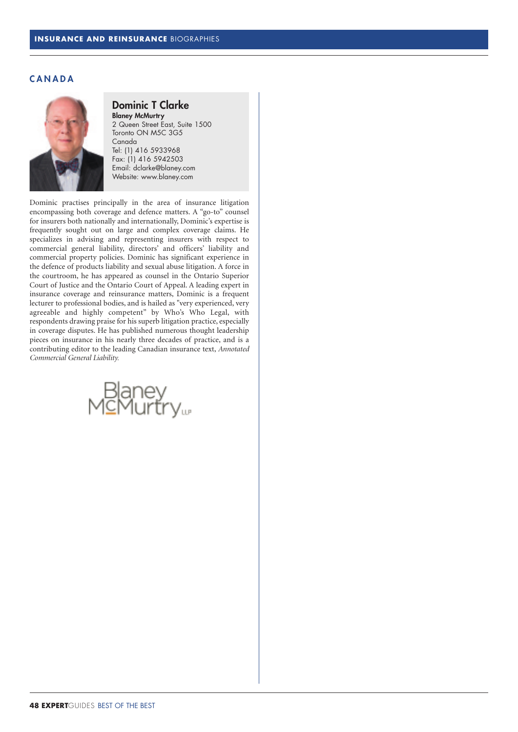## CANADA

### Dominic T Clarke

**Blaney McMurtry**
2 Queen Street East, Suite 1500
Toronto ON M5C 3G5
Canada
Tel: (1) 416 5933968
Fax: (1) 416 5942503
Email: dclarke@blaney.com
Website: www.blaney.com

Dominic practises principally in the area of insurance litigation encompassing both coverage and defence matters. A "go-to" counsel for insurers both nationally and internationally, Dominic's expertise is frequently sought out on large and complex coverage claims. He specializes in advising and representing insurers with respect to commercial general liability, directors' and officers' liability and commercial property policies. Dominic has significant experience in the defence of products liability and sexual abuse litigation. A force in the courtroom, he has appeared as counsel in the Ontario Superior Court of Justice and the Ontario Court of Appeal. A leading expert in insurance coverage and reinsurance matters, Dominic is a frequent lecturer to professional bodies, and is hailed as "very experienced, very agreeable and highly competent" by Who's Who Legal, with respondents drawing praise for his superb litigation practice, especially in coverage disputes. He has published numerous thought leadership pieces on insurance in his nearly three decades of practice, and is a contributing editor to the leading Canadian insurance text, *Annotated Commercial General Liability.*

Blaney McMurtry LLP